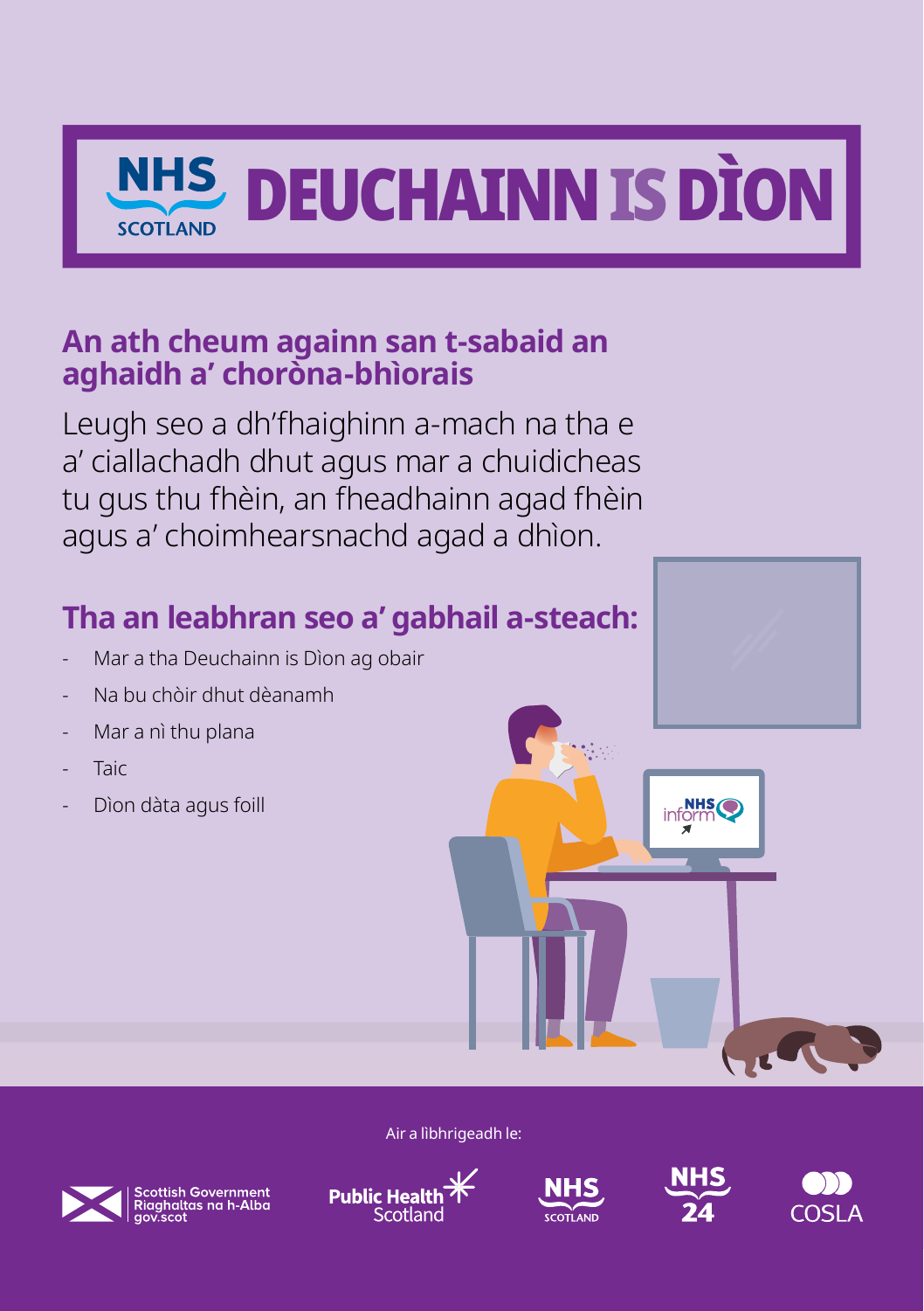# NHS SCOTLAND DEUCHAINN IS DÌON

## An ath cheum againn san t-sabaid an aghaidh a' choròna-bhìorais

Leugh seo a dh'fhaighinn a-mach na tha e a' ciallachadh dhut agus mar a chuidicheas tu gus thu fhèin, an fheadhainn agad fhèin agus a' choimhearsnachd agad a dhìon.

## Tha an leabhran seo a' gabhail a-steach:

- Mar a tha Deuchainn is Dìon ag obair
- Na bu chòir dhut dèanamh
- Mar a nì thu plana
- Taic
- Dìon dàta agus foill

Air a lìbhrigeadh le:

Scottish Government Riaghaltas na h-Alba gov.scot | Public Health Scotland | NHS Scotland | NHS 24 | COSLA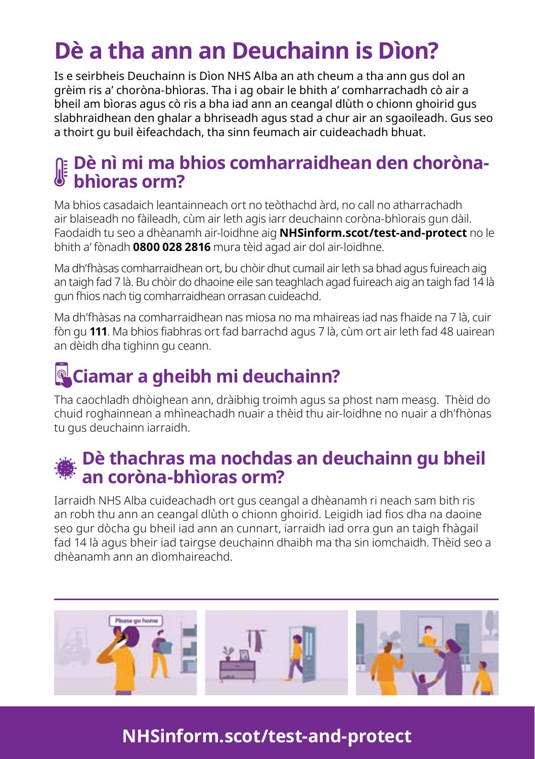# Dè a tha ann an Deuchainn is Dìon?

Is e seirbheis Deuchainn is Dìon NHS Alba an ath cheum a tha ann gus dol an grèim ris a' choròna-bhìoras. Tha i ag obair le bhith a' comharrachadh cò air a bheil am bìoras agus cò ris a bha iad ann an ceangal dlùth o chionn ghoirid gus slabhraidhean den ghalar a bhriseadh agus stad a chur air an sgaoileadh. Gus seo a thoirt gu buil èifeachdach, tha sinn feumach air cuideachadh bhuat.

## Dè nì mi ma bhios comharraidhean den choròna-bhìoras orm?

Ma bhios casadaich leantainneach ort no teòthachd àrd, no call no atharrachadh air blaiseadh no fàileadh, cùm air leth agis iarr deuchainn coròna-bhìorais gun dàil. Faodaidh tu seo a dhèanamh air-loidhne aig **NHSinform.scot/test-and-protect** no le bhith a' fònadh **0800 028 2816** mura tèid agad air dol air-loidhne.

Ma dh'fhàsas comharraidhean ort, bu chòir dhut cumail air leth sa bhad agus fuireach aig an taigh fad 7 là. Bu chòir do dhaoine eile san teaghlach agad fuireach aig an taigh fad 14 là gun fhios nach tig comharraidhean orrasan cuideachd.

Ma dh'fhàsas na comharraidhean nas miosa no ma mhaireas iad nas fhaide na 7 là, cuir fòn gu **111**. Ma bhios fiabhras ort fad barrachd agus 7 là, cùm ort air leth fad 48 uairean an dèidh dha tighinn gu ceann.

## Ciamar a gheibh mi deuchainn?

Tha caochladh dhòighean ann, dràibhig troimh agus sa phost nam measg. Thèid do chuid roghainnean a mhìneachadh nuair a thèid thu air-loidhne no nuair a dh'fhònas tu gus deuchainn iarraidh.

## Dè thachras ma nochdas an deuchainn gu bheil an coròna-bhìoras orm?

Iarraidh NHS Alba cuideachadh ort gus ceangal a dhèanamh ri neach sam bith ris an robh thu ann an ceangal dlùth o chionn ghoirid. Leigidh iad fios dha na daoine seo gur dòcha gu bheil iad ann an cunnart, iarraidh iad orra gun an taigh fhàgail fad 14 là agus bheir iad tairgse deuchainn dhaibh ma tha sin iomchaidh. Thèid seo a dhèanamh ann an dìomhaireachd.

**NHSinform.scot/test-and-protect**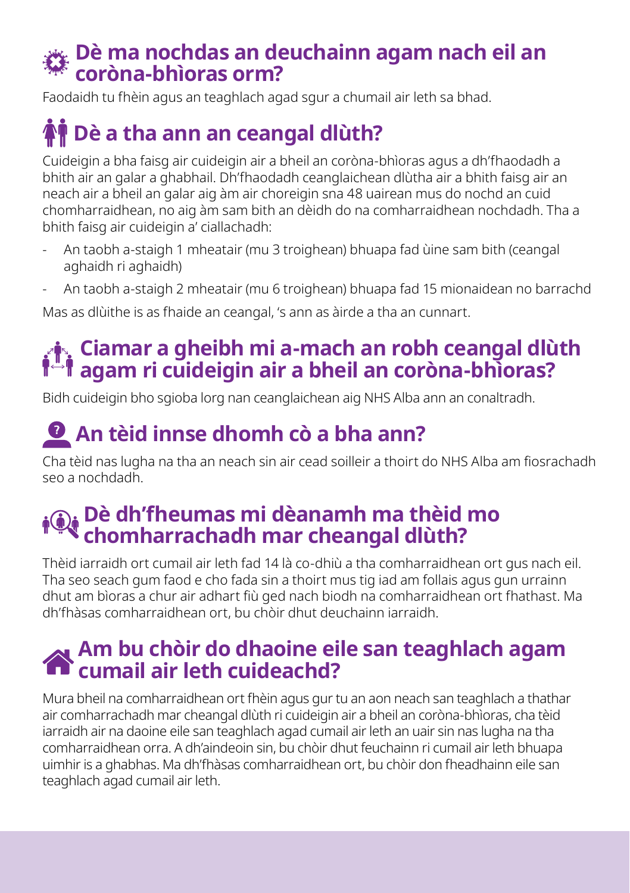## Dè ma nochdas an deuchainn agam nach eil an coròna-bhìoras orm?

Faodaidh tu fhèin agus an teaghlach agad sgur a chumail air leth sa bhad.

## Dè a tha ann an ceangal dlùth?

Cuideigin a bha faisg air cuideigin air a bheil an coròna-bhìoras agus a dh'fhaodadh a bhith air an galar a ghabhail. Dh'fhaodadh ceanglaichean dlùtha air a bhith faisg air an neach air a bheil an galar aig àm air choreigin sna 48 uairean mus do nochd an cuid chomharraidhean, no aig àm sam bith an dèidh do na comharraidhean nochdadh. Tha a bhith faisg air cuideigin a' ciallachadh:

- An taobh a-staigh 1 mheatair (mu 3 troighean) bhuapa fad ùine sam bith (ceangal aghaidh ri aghaidh)
- An taobh a-staigh 2 mheatair (mu 6 troighean) bhuapa fad 15 mionaidean no barrachd

Mas as dlùithe is as fhaide an ceangal, 's ann as àirde a tha an cunnart.

## Ciamar a gheibh mi a-mach an robh ceangal dlùth agam ri cuideigin air a bheil an coròna-bhìoras?

Bidh cuideigin bho sgioba lorg nan ceanglaichean aig NHS Alba ann an conaltradh.

## An tèid innse dhomh cò a bha ann?

Cha tèid nas lugha na tha an neach sin air cead soilleir a thoirt do NHS Alba am fiosrachadh seo a nochdadh.

## Dè dh'fheumas mi dèanamh ma thèid mo chomharrachadh mar cheangal dlùth?

Thèid iarraidh ort cumail air leth fad 14 là co-dhiù a tha comharraidhean ort gus nach eil. Tha seo seach gum faod e cho fada sin a thoirt mus tig iad am follais agus gun urrainn dhut am bìoras a chur air adhart fiù ged nach biodh na comharraidhean ort fhathast. Ma dh'fhàsas comharraidhean ort, bu chòir dhut deuchainn iarraidh.

## Am bu chòir do dhaoine eile san teaghlach agam cumail air leth cuideachd?

Mura bheil na comharraidhean ort fhèin agus gur tu an aon neach san teaghlach a thathar air comharrachadh mar cheangal dlùth ri cuideigin air a bheil an coròna-bhìoras, cha tèid iarraidh air na daoine eile san teaghlach agad cumail air leth an uair sin nas lugha na tha comharraidhean orra. A dh'aindeoin sin, bu chòir dhut feuchainn ri cumail air leth bhuapa uimhir is a ghabhas. Ma dh'fhàsas comharraidhean ort, bu chòir don fheadhainn eile san teaghlach agad cumail air leth.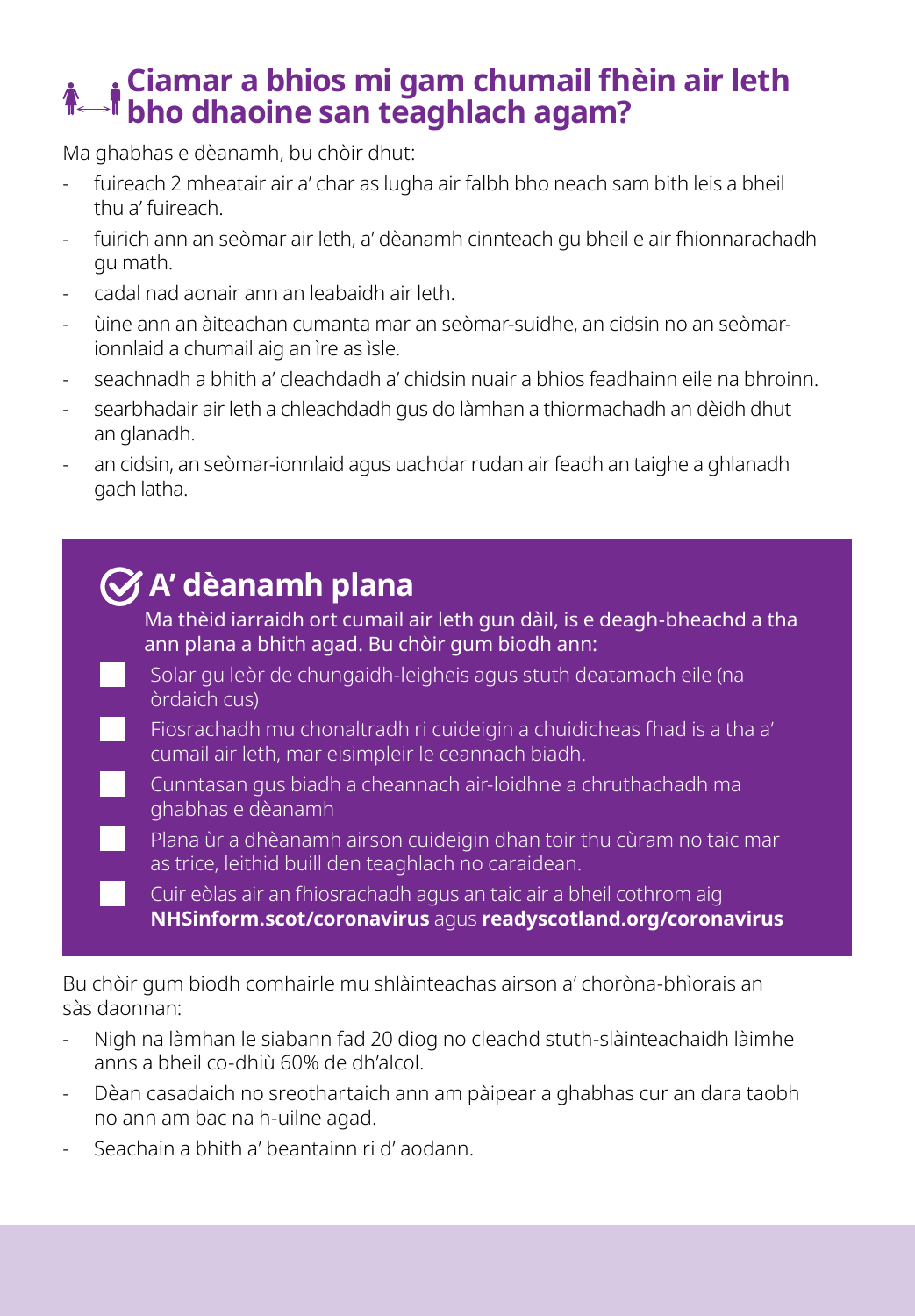## Ciamar a bhios mi gam chumail fhèin air leth bho dhaoine san teaghlach agam?

Ma ghabhas e dèanamh, bu chòir dhut:

- fuireach 2 mheatair air a' char as lugha air falbh bho neach sam bith leis a bheil thu a' fuireach.
- fuirich ann an seòmar air leth, a' dèanamh cinnteach gu bheil e air fhionnarachadh gu math.
- cadal nad aonair ann an leabaidh air leth.
- ùine ann an àiteachan cumanta mar an seòmar-suidhe, an cidsin no an seòmar-ionnlaid a chumail aig an ìre as ìsle.
- seachnadh a bhith a' cleachdadh a' chidsin nuair a bhios feadhainn eile na bhroinn.
- searbhadair air leth a chleachdadh gus do làmhan a thiormachadh an dèidh dhut an glanadh.
- an cidsin, an seòmar-ionnlaid agus uachdar rudan air feadh an taighe a ghlanadh gach latha.

### A' dèanamh plana

Ma thèid iarraidh ort cumail air leth gun dàil, is e deagh-bheachd a tha ann plana a bhith agad. Bu chòir gum biodh ann:

- [ ] Solar gu leòr de chungaidh-leigheis agus stuth deatamach eile (na òrdaich cus)
- [ ] Fiosrachadh mu chonaltradh ri cuideigin a chuidicheas fhad is a tha a' cumail air leth, mar eisimpleir le ceannach biadh.
- [ ] Cunntasan gus biadh a cheannach air-loidhne a chruthachadh ma ghabhas e dèanamh
- [ ] Plana ùr a dhèanamh airson cuideigin dhan toir thu cùram no taic mar as trice, leithid buill den teaghlach no caraidean.
- [ ] Cuir eòlas air an fhiosrachadh agus an taic air a bheil cothrom aig **NHSinform.scot/coronavirus** agus **readyscotland.org/coronavirus**

Bu chòir gum biodh comhairle mu shlàinteachas airson a' choròna-bhìorais an sàs daonnan:

- Nigh na làmhan le siabann fad 20 diog no cleachd stuth-slàinteachaidh làimhe anns a bheil co-dhiù 60% de dh'alcol.
- Dèan casadaich no sreothartaich ann am pàipear a ghabhas cur an dara taobh no ann am bac na h-uilne agad.
- Seachain a bhith a' beantainn ri d' aodann.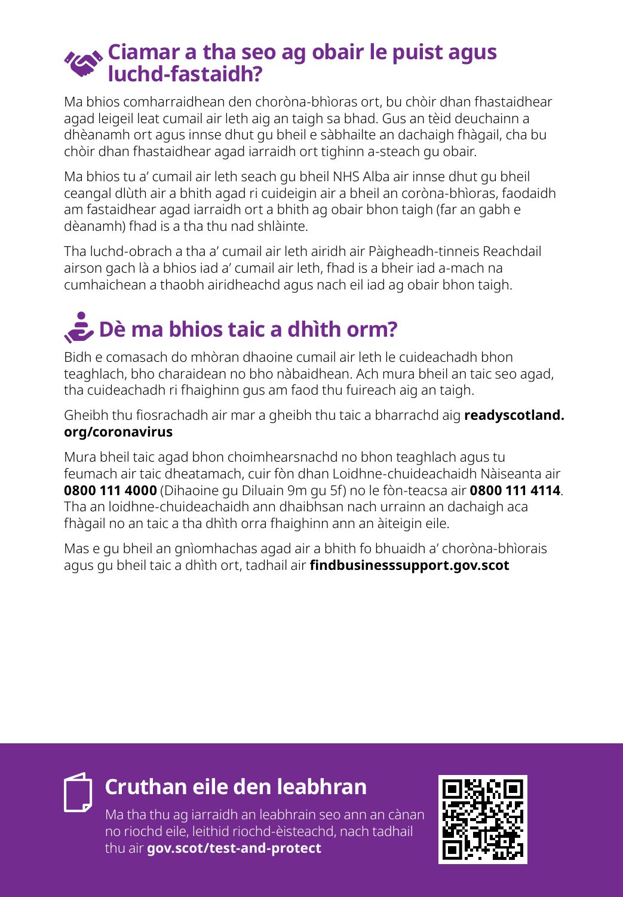## Ciamar a tha seo ag obair le puist agus luchd-fastaidh?

Ma bhios comharraidhean den choròna-bhìoras ort, bu chòir dhan fhastaidhear agad leigeil leat cumail air leth aig an taigh sa bhad. Gus an tèid deuchainn a dhèanamh ort agus innse dhut gu bheil e sàbhailte an dachaigh fhàgail, cha bu chòir dhan fhastaidhear agad iarraidh ort tighinn a-steach gu obair.

Ma bhios tu a' cumail air leth seach gu bheil NHS Alba air innse dhut gu bheil ceangal dlùth air a bhith agad ri cuideigin air a bheil an coròna-bhìoras, faodaidh am fastaidhear agad iarraidh ort a bhith ag obair bhon taigh (far an gabh e dèanamh) fhad is a tha thu nad shlàinte.

Tha luchd-obrach a tha a' cumail air leth airidh air Pàigheadh-tinneis Reachdail airson gach là a bhios iad a' cumail air leth, fhad is a bheir iad a-mach na cumhaichean a thaobh airidheachd agus nach eil iad ag obair bhon taigh.

## Dè ma bhios taic a dhìth orm?

Bidh e comasach do mhòran dhaoine cumail air leth le cuideachadh bhon teaghlach, bho charaidean no bho nàbaidhean. Ach mura bheil an taic seo agad, tha cuideachadh ri fhaighinn gus am faod thu fuireach aig an taigh.

Gheibh thu fiosrachadh air mar a gheibh thu taic a bharrachd aig **readyscotland.org/coronavirus**

Mura bheil taic agad bhon choimhearsnachd no bhon teaghlach agus tu feumach air taic dheatamach, cuir fòn dhan Loidhne-chuideachaidh Nàiseanta air **0800 111 4000** (Dihaoine gu Diluain 9m gu 5f) no le fòn-teacsa air **0800 111 4114**. Tha an loidhne-chuideachaidh ann dhaibhsan nach urrainn an dachaigh aca fhàgail no an taic a tha dhìth orra fhaighinn ann an àiteigin eile.

Mas e gu bheil an gnìomhachas agad air a bhith fo bhuaidh a' choròna-bhìorais agus gu bheil taic a dhìth ort, tadhail air **findbusinesssupport.gov.scot**

## Cruthan eile den leabhran

Ma tha thu ag iarraidh an leabhrain seo ann an cànan no riochd eile, leithid riochd-èisteachd, nach tadhail thu air **gov.scot/test-and-protect**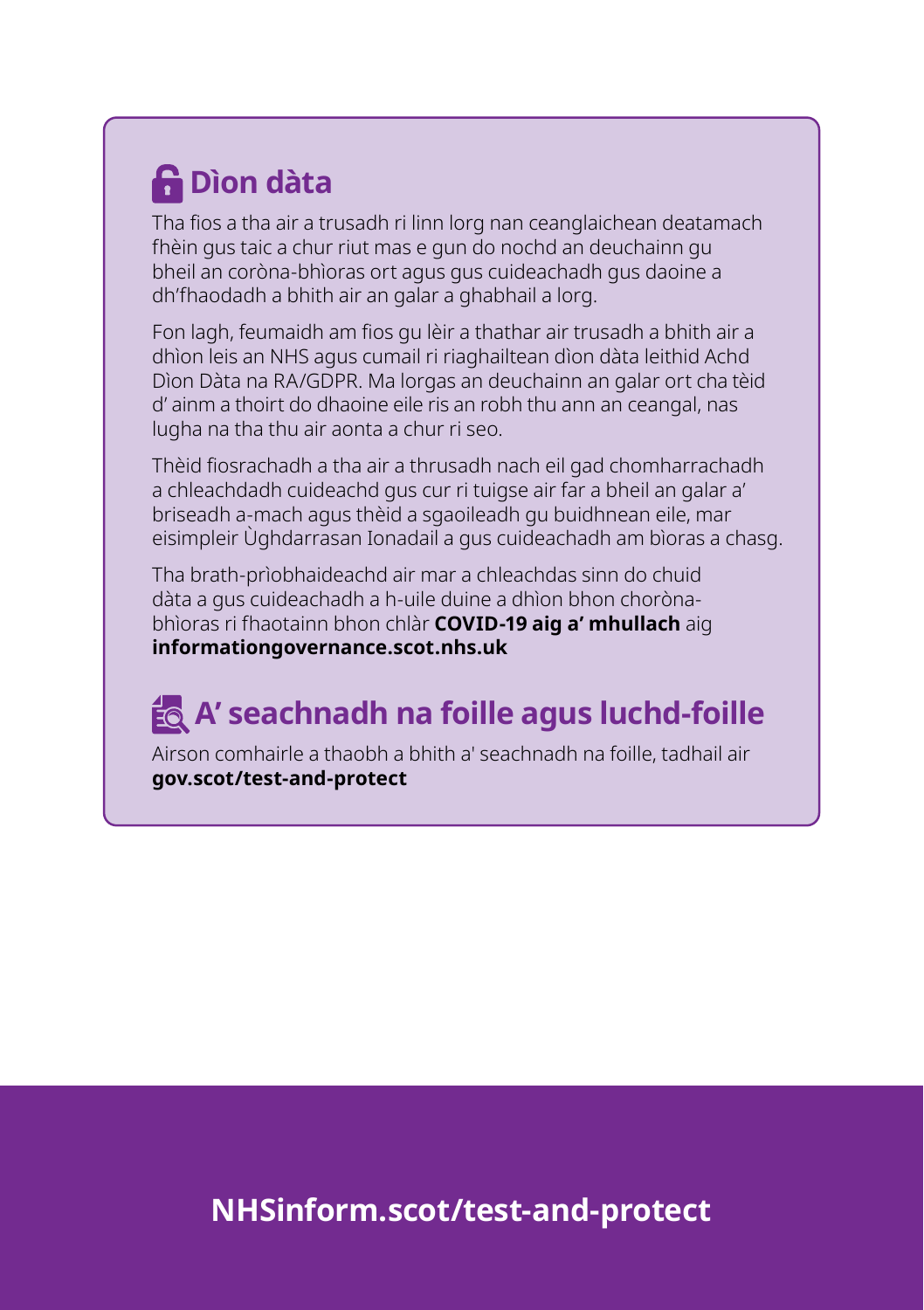## Dìon dàta

Tha fios a tha air a trusadh ri linn lorg nan ceanglaichean deatamach fhèin gus taic a chur riut mas e gun do nochd an deuchainn gu bheil an coròna-bhìoras ort agus gus cuideachadh gus daoine a dh'fhaodadh a bhith air an galar a ghabhail a lorg.

Fon lagh, feumaidh am fios gu lèir a thathar air trusadh a bhith air a dhìon leis an NHS agus cumail ri riaghailtean dìon dàta leithid Achd Dìon Dàta na RA/GDPR. Ma lorgas an deuchainn an galar ort cha tèid d' ainm a thoirt do dhaoine eile ris an robh thu ann an ceangal, nas lugha na tha thu air aonta a chur ri seo.

Thèid fiosrachadh a tha air a thrusadh nach eil gad chomharrachadh a chleachdadh cuideachd gus cur ri tuigse air far a bheil an galar a' briseadh a-mach agus thèid a sgaoileadh gu buidhnean eile, mar eisimpleir Ùghdarrasan Ionadail a gus cuideachadh am bìoras a chasg.

Tha brath-prìobhaideachd air mar a chleachdas sinn do chuid dàta a gus cuideachadh a h-uile duine a dhìon bhon chorònabhìoras ri fhaotainn bhon chlàr **COVID-19 aig a' mhullach** aig **informationgovernance.scot.nhs.uk**

## A' seachnadh na foille agus luchd-foille

Airson comhairle a thaobh a bhith a' seachnadh na foille, tadhail air **gov.scot/test-and-protect**

**NHSinform.scot/test-and-protect**